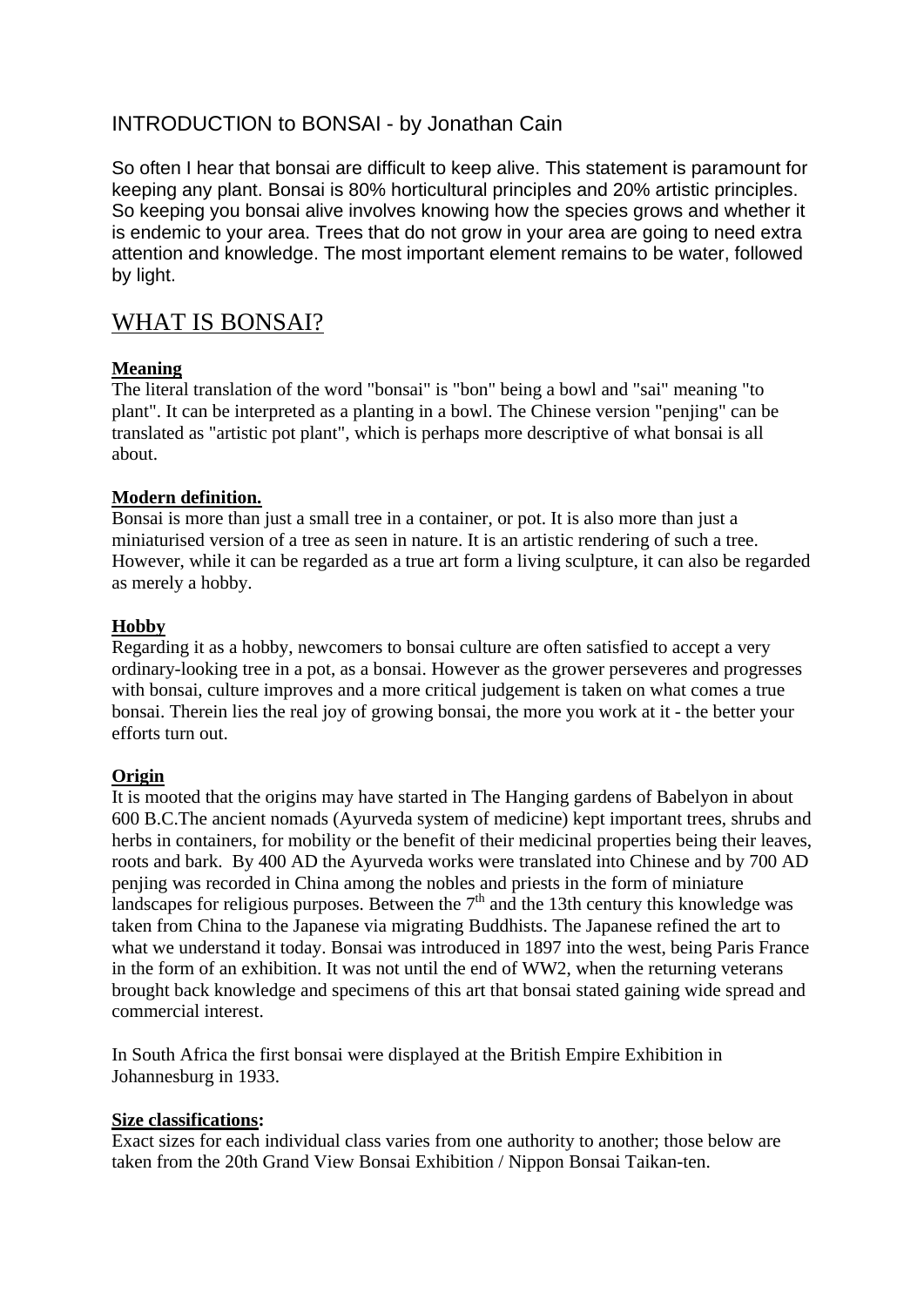# INTRODUCTION to BONSAI - by Jonathan Cain

So often I hear that bonsai are difficult to keep alive. This statement is paramount for keeping any plant. Bonsai is 80% horticultural principles and 20% artistic principles. So keeping you bonsai alive involves knowing how the species grows and whether it is endemic to your area. Trees that do not grow in your area are going to need extra attention and knowledge. The most important element remains to be water, followed by light.

## WHAT IS BONSAI?

**Meaning**

The literal translation of the word "bonsai" is "bon" being a bowl and "sai" meaning "to plant". It can be interpreted as a planting in a bowl. The Chinese version "penjing" can be translated as "artistic pot plant", which is perhaps more descriptive of what bonsai is all about.

**Modern definition.**

Bonsai is more than just a small tree in a container, or pot. It is also more than just a miniaturised version of a tree as seen in nature. It is an artistic rendering of such a tree. However, while it can be regarded as a true art form a living sculpture, it can also be regarded as merely a hobby.

**Hobby**

Regarding it as a hobby, newcomers to bonsai culture are often satisfied to accept a very ordinary-looking tree in a pot, as a bonsai. However as the grower perseveres and progresses with bonsai, culture improves and a more critical judgement is taken on what comes a true bonsai. Therein lies the real joy of growing bonsai, the more you work at it - the better your efforts turn out.

**Origin**

It is mooted that the origins may have started in The Hanging gardens of Babelyon in about 600 B.C.The ancient nomads (Ayurveda system of medicine) kept important trees, shrubs and herbs in containers, for mobility or the benefit of their medicinal properties being their leaves, roots and bark. By 400 AD the Ayurveda works were translated into Chinese and by 700 AD penjing was recorded in China among the nobles and priests in the form of miniature landscapes for religious purposes. Between the 7th and the 13th century this knowledge was taken from China to the Japanese via migrating Buddhists. The Japanese refined the art to what we understand it today. Bonsai was introduced in 1897 into the west, being Paris France in the form of an exhibition. It was not until the end of WW2, when the returning veterans brought back knowledge and specimens of this art that bonsai stated gaining wide spread and commercial interest.

In South Africa the first bonsai were displayed at the British Empire Exhibition in Johannesburg in 1933.

**Size classifications:**

Exact sizes for each individual class varies from one authority to another; those below are taken from the 20th Grand View Bonsai Exhibition / Nippon Bonsai Taikan-ten.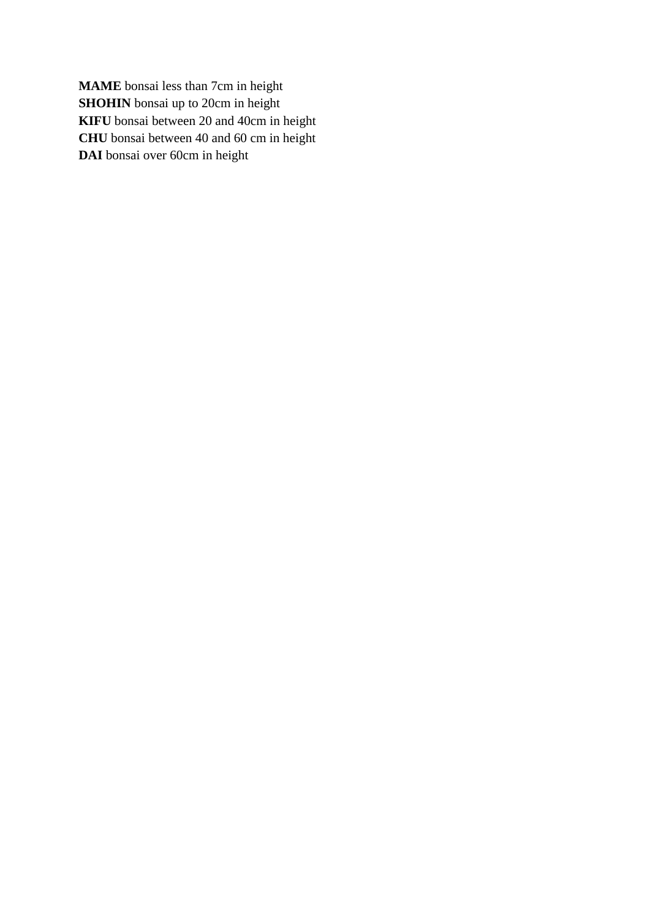**MAME** bonsai less than 7cm in height
**SHOHIN** bonsai up to 20cm in height
**KIFU** bonsai between 20 and 40cm in height
**CHU** bonsai between 40 and 60 cm in height
**DAI** bonsai over 60cm in height